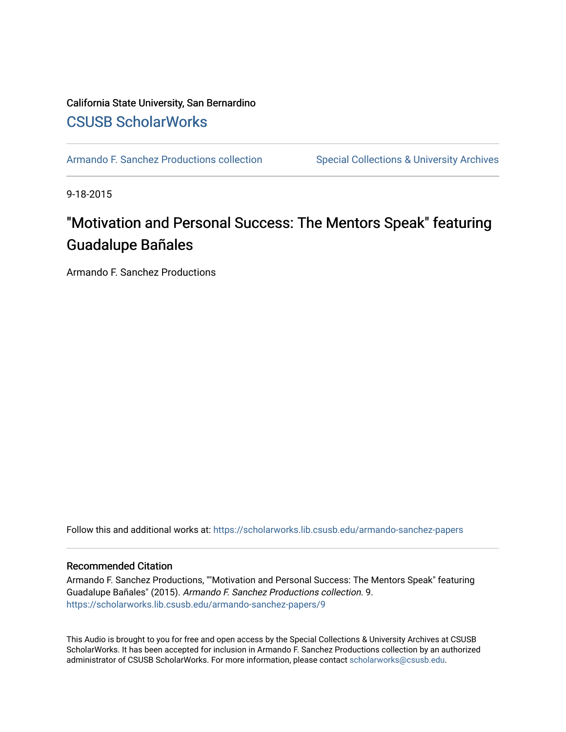California State University, San Bernardino

## CSUSB ScholarWorks

Armando F. Sanchez Productions collection | Special Collections & University Archives

9-18-2015

# "Motivation and Personal Success: The Mentors Speak" featuring Guadalupe Bañales

Armando F. Sanchez Productions

Follow this and additional works at: https://scholarworks.lib.csusb.edu/armando-sanchez-papers

### Recommended Citation

Armando F. Sanchez Productions, ""Motivation and Personal Success: The Mentors Speak" featuring Guadalupe Bañales" (2015). *Armando F. Sanchez Productions collection*. 9.
https://scholarworks.lib.csusb.edu/armando-sanchez-papers/9

This Audio is brought to you for free and open access by the Special Collections & University Archives at CSUSB ScholarWorks. It has been accepted for inclusion in Armando F. Sanchez Productions collection by an authorized administrator of CSUSB ScholarWorks. For more information, please contact scholarworks@csusb.edu.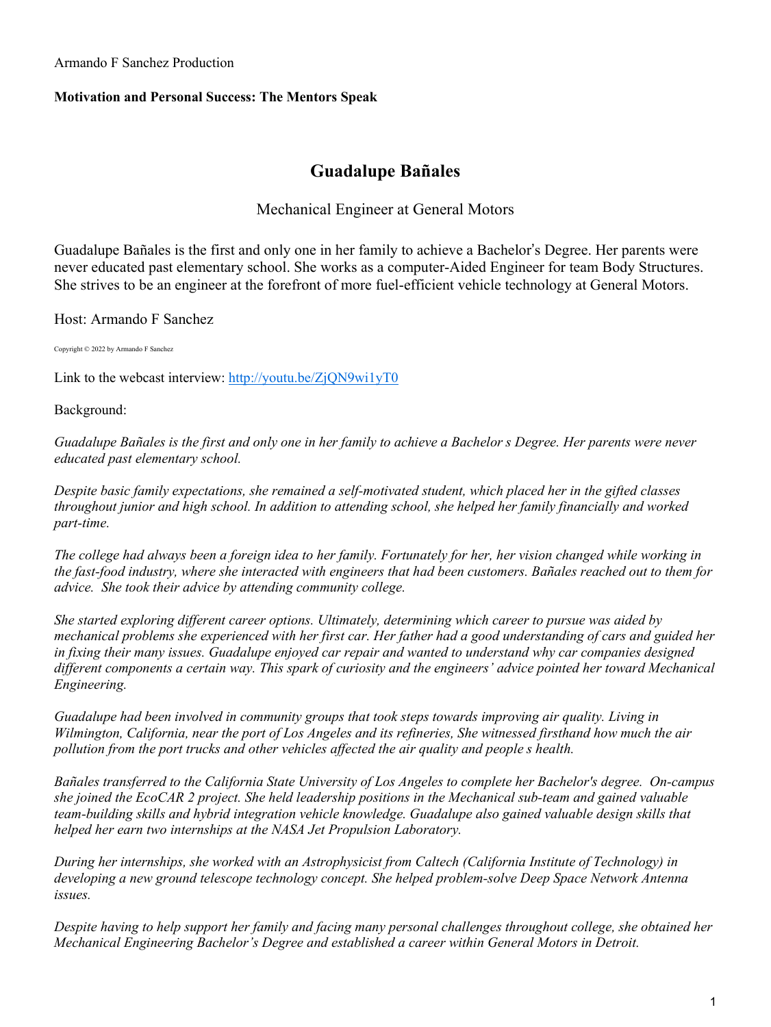Armando F Sanchez Production

**Motivation and Personal Success: The Mentors Speak**

## Guadalupe Bañales

Mechanical Engineer at General Motors

Guadalupe Bañales is the first and only one in her family to achieve a Bachelorʹs Degree. Her parents were never educated past elementary school. She works as a computer-Aided Engineer for team Body Structures. She strives to be an engineer at the forefront of more fuel-efficient vehicle technology at General Motors.

Host: Armando F Sanchez

Copyright © 2022 by Armando F Sanchez

Link to the webcast interview: [http://youtu.be/ZjQN9wi1yT0](http://youtu.be/ZjQN9wi1yT0)

Background:

*Guadalupe Bañales is the first and only one in her family to achieve a Bachelor s Degree. Her parents were never educated past elementary school.*

*Despite basic family expectations, she remained a self-motivated student, which placed her in the gifted classes throughout junior and high school. In addition to attending school, she helped her family financially and worked part-time.*

*The college had always been a foreign idea to her family. Fortunately for her, her vision changed while working in the fast-food industry, where she interacted with engineers that had been customers. Bañales reached out to them for advice. She took their advice by attending community college.*

*She started exploring different career options. Ultimately, determining which career to pursue was aided by mechanical problems she experienced with her first car. Her father had a good understanding of cars and guided her in fixing their many issues. Guadalupe enjoyed car repair and wanted to understand why car companies designed different components a certain way. This spark of curiosity and the engineers' advice pointed her toward Mechanical Engineering.*

*Guadalupe had been involved in community groups that took steps towards improving air quality. Living in Wilmington, California, near the port of Los Angeles and its refineries, She witnessed firsthand how much the air pollution from the port trucks and other vehicles affected the air quality and people s health.*

*Bañales transferred to the California State University of Los Angeles to complete her Bachelor's degree. On-campus she joined the EcoCAR 2 project. She held leadership positions in the Mechanical sub-team and gained valuable team-building skills and hybrid integration vehicle knowledge. Guadalupe also gained valuable design skills that helped her earn two internships at the NASA Jet Propulsion Laboratory.*

*During her internships, she worked with an Astrophysicist from Caltech (California Institute of Technology) in developing a new ground telescope technology concept. She helped problem-solve Deep Space Network Antenna issues.*

*Despite having to help support her family and facing many personal challenges throughout college, she obtained her Mechanical Engineering Bachelor's Degree and established a career within General Motors in Detroit.*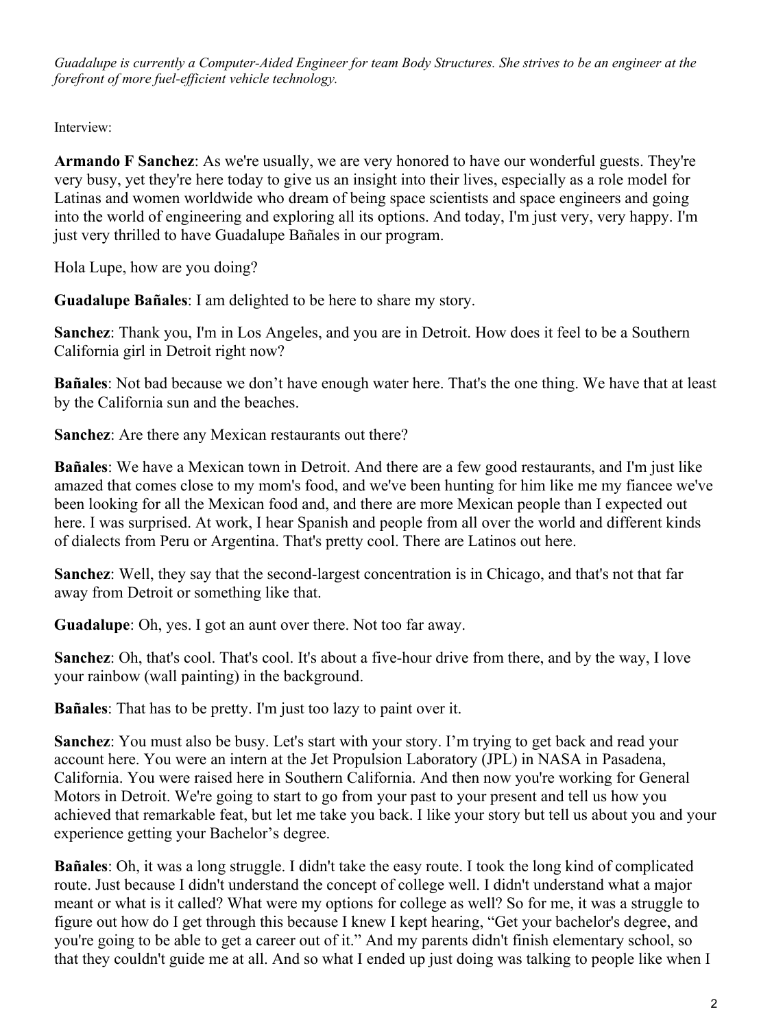*Guadalupe is currently a Computer-Aided Engineer for team Body Structures. She strives to be an engineer at the forefront of more fuel-efficient vehicle technology.*

Interview:

**Armando F Sanchez**: As we're usually, we are very honored to have our wonderful guests. They're very busy, yet they're here today to give us an insight into their lives, especially as a role model for Latinas and women worldwide who dream of being space scientists and space engineers and going into the world of engineering and exploring all its options. And today, I'm just very, very happy. I'm just very thrilled to have Guadalupe Bañales in our program.

Hola Lupe, how are you doing?

**Guadalupe Bañales**: I am delighted to be here to share my story.

**Sanchez**: Thank you, I'm in Los Angeles, and you are in Detroit. How does it feel to be a Southern California girl in Detroit right now?

**Bañales**: Not bad because we don't have enough water here. That's the one thing. We have that at least by the California sun and the beaches.

**Sanchez**: Are there any Mexican restaurants out there?

**Bañales**: We have a Mexican town in Detroit. And there are a few good restaurants, and I'm just like amazed that comes close to my mom's food, and we've been hunting for him like me my fiancee we've been looking for all the Mexican food and, and there are more Mexican people than I expected out here. I was surprised. At work, I hear Spanish and people from all over the world and different kinds of dialects from Peru or Argentina. That's pretty cool. There are Latinos out here.

**Sanchez**: Well, they say that the second-largest concentration is in Chicago, and that's not that far away from Detroit or something like that.

**Guadalupe**: Oh, yes. I got an aunt over there. Not too far away.

**Sanchez**: Oh, that's cool. That's cool. It's about a five-hour drive from there, and by the way, I love your rainbow (wall painting) in the background.

**Bañales**: That has to be pretty. I'm just too lazy to paint over it.

**Sanchez**: You must also be busy. Let's start with your story. I'm trying to get back and read your account here. You were an intern at the Jet Propulsion Laboratory (JPL) in NASA in Pasadena, California. You were raised here in Southern California. And then now you're working for General Motors in Detroit. We're going to start to go from your past to your present and tell us how you achieved that remarkable feat, but let me take you back. I like your story but tell us about you and your experience getting your Bachelor's degree.

**Bañales**: Oh, it was a long struggle. I didn't take the easy route. I took the long kind of complicated route. Just because I didn't understand the concept of college well. I didn't understand what a major meant or what is it called? What were my options for college as well? So for me, it was a struggle to figure out how do I get through this because I knew I kept hearing, "Get your bachelor's degree, and you're going to be able to get a career out of it." And my parents didn't finish elementary school, so that they couldn't guide me at all. And so what I ended up just doing was talking to people like when I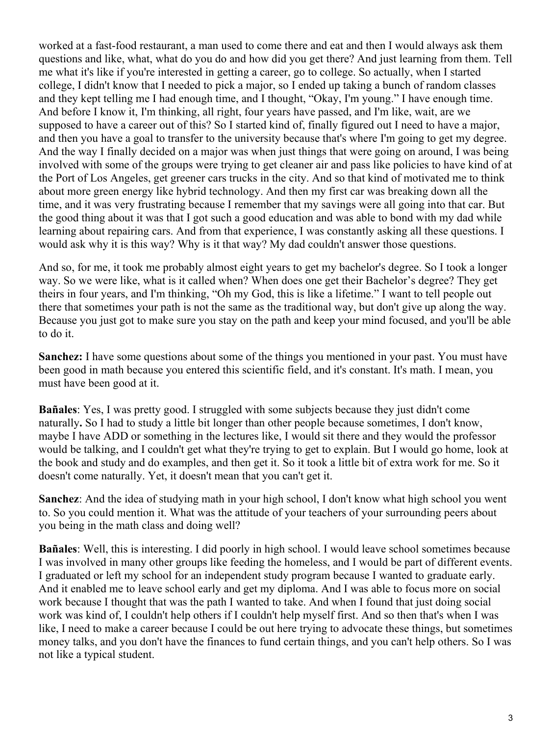worked at a fast-food restaurant, a man used to come there and eat and then I would always ask them questions and like, what, what do you do and how did you get there? And just learning from them. Tell me what it's like if you're interested in getting a career, go to college. So actually, when I started college, I didn't know that I needed to pick a major, so I ended up taking a bunch of random classes and they kept telling me I had enough time, and I thought, "Okay, I'm young." I have enough time. And before I know it, I'm thinking, all right, four years have passed, and I'm like, wait, are we supposed to have a career out of this? So I started kind of, finally figured out I need to have a major, and then you have a goal to transfer to the university because that's where I'm going to get my degree. And the way I finally decided on a major was when just things that were going on around, I was being involved with some of the groups were trying to get cleaner air and pass like policies to have kind of at the Port of Los Angeles, get greener cars trucks in the city. And so that kind of motivated me to think about more green energy like hybrid technology. And then my first car was breaking down all the time, and it was very frustrating because I remember that my savings were all going into that car. But the good thing about it was that I got such a good education and was able to bond with my dad while learning about repairing cars. And from that experience, I was constantly asking all these questions. I would ask why it is this way? Why is it that way? My dad couldn't answer those questions.

And so, for me, it took me probably almost eight years to get my bachelor's degree. So I took a longer way. So we were like, what is it called when? When does one get their Bachelor's degree? They get theirs in four years, and I'm thinking, "Oh my God, this is like a lifetime." I want to tell people out there that sometimes your path is not the same as the traditional way, but don't give up along the way. Because you just got to make sure you stay on the path and keep your mind focused, and you'll be able to do it.

**Sanchez:** I have some questions about some of the things you mentioned in your past. You must have been good in math because you entered this scientific field, and it's constant. It's math. I mean, you must have been good at it.

**Bañales**: Yes, I was pretty good. I struggled with some subjects because they just didn't come naturally**.** So I had to study a little bit longer than other people because sometimes, I don't know, maybe I have ADD or something in the lectures like, I would sit there and they would the professor would be talking, and I couldn't get what they're trying to get to explain. But I would go home, look at the book and study and do examples, and then get it. So it took a little bit of extra work for me. So it doesn't come naturally. Yet, it doesn't mean that you can't get it.

**Sanchez**: And the idea of studying math in your high school, I don't know what high school you went to. So you could mention it. What was the attitude of your teachers of your surrounding peers about you being in the math class and doing well?

**Bañales**: Well, this is interesting. I did poorly in high school. I would leave school sometimes because I was involved in many other groups like feeding the homeless, and I would be part of different events. I graduated or left my school for an independent study program because I wanted to graduate early. And it enabled me to leave school early and get my diploma. And I was able to focus more on social work because I thought that was the path I wanted to take. And when I found that just doing social work was kind of, I couldn't help others if I couldn't help myself first. And so then that's when I was like, I need to make a career because I could be out here trying to advocate these things, but sometimes money talks, and you don't have the finances to fund certain things, and you can't help others. So I was not like a typical student.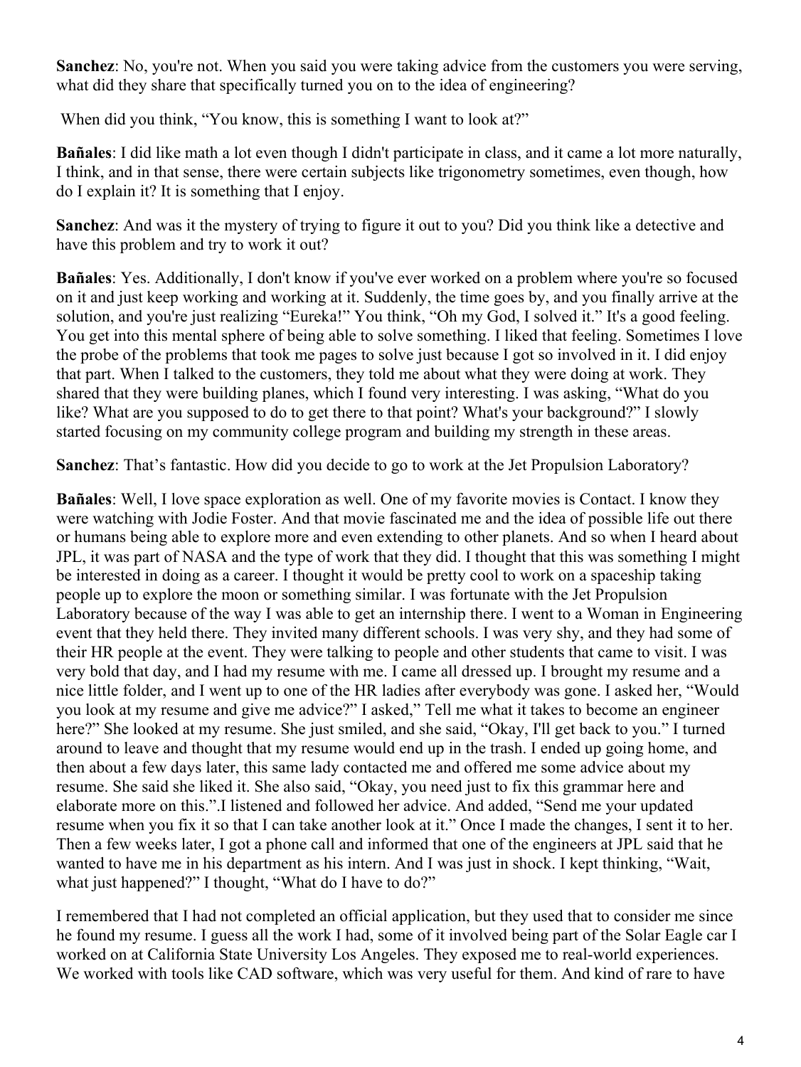**Sanchez**: No, you're not. When you said you were taking advice from the customers you were serving, what did they share that specifically turned you on to the idea of engineering?

When did you think, "You know, this is something I want to look at?"

**Bañales**: I did like math a lot even though I didn't participate in class, and it came a lot more naturally, I think, and in that sense, there were certain subjects like trigonometry sometimes, even though, how do I explain it? It is something that I enjoy.

**Sanchez**: And was it the mystery of trying to figure it out to you? Did you think like a detective and have this problem and try to work it out?

**Bañales**: Yes. Additionally, I don't know if you've ever worked on a problem where you're so focused on it and just keep working and working at it. Suddenly, the time goes by, and you finally arrive at the solution, and you're just realizing "Eureka!" You think, "Oh my God, I solved it." It's a good feeling. You get into this mental sphere of being able to solve something. I liked that feeling. Sometimes I love the probe of the problems that took me pages to solve just because I got so involved in it. I did enjoy that part. When I talked to the customers, they told me about what they were doing at work. They shared that they were building planes, which I found very interesting. I was asking, "What do you like? What are you supposed to do to get there to that point? What's your background?" I slowly started focusing on my community college program and building my strength in these areas.

**Sanchez**: That's fantastic. How did you decide to go to work at the Jet Propulsion Laboratory?

**Bañales**: Well, I love space exploration as well. One of my favorite movies is Contact. I know they were watching with Jodie Foster. And that movie fascinated me and the idea of possible life out there or humans being able to explore more and even extending to other planets. And so when I heard about JPL, it was part of NASA and the type of work that they did. I thought that this was something I might be interested in doing as a career. I thought it would be pretty cool to work on a spaceship taking people up to explore the moon or something similar. I was fortunate with the Jet Propulsion Laboratory because of the way I was able to get an internship there. I went to a Woman in Engineering event that they held there. They invited many different schools. I was very shy, and they had some of their HR people at the event. They were talking to people and other students that came to visit. I was very bold that day, and I had my resume with me. I came all dressed up. I brought my resume and a nice little folder, and I went up to one of the HR ladies after everybody was gone. I asked her, "Would you look at my resume and give me advice?" I asked," Tell me what it takes to become an engineer here?" She looked at my resume. She just smiled, and she said, "Okay, I'll get back to you." I turned around to leave and thought that my resume would end up in the trash. I ended up going home, and then about a few days later, this same lady contacted me and offered me some advice about my resume. She said she liked it. She also said, "Okay, you need just to fix this grammar here and elaborate more on this.".I listened and followed her advice. And added, "Send me your updated resume when you fix it so that I can take another look at it." Once I made the changes, I sent it to her. Then a few weeks later, I got a phone call and informed that one of the engineers at JPL said that he wanted to have me in his department as his intern. And I was just in shock. I kept thinking, "Wait, what just happened?" I thought, "What do I have to do?"

I remembered that I had not completed an official application, but they used that to consider me since he found my resume. I guess all the work I had, some of it involved being part of the Solar Eagle car I worked on at California State University Los Angeles. They exposed me to real-world experiences. We worked with tools like CAD software, which was very useful for them. And kind of rare to have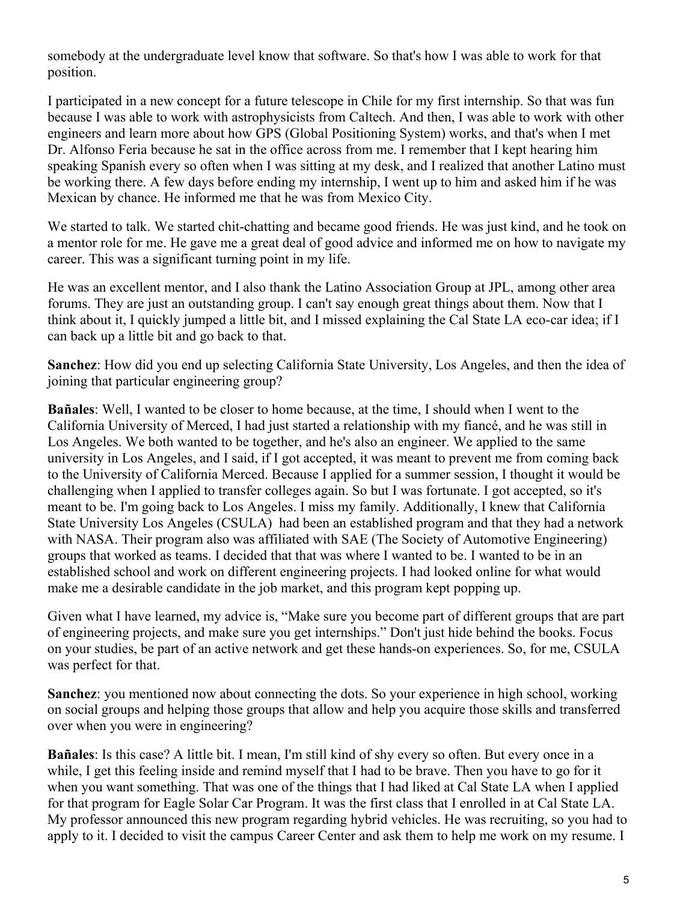somebody at the undergraduate level know that software. So that's how I was able to work for that position.

I participated in a new concept for a future telescope in Chile for my first internship. So that was fun because I was able to work with astrophysicists from Caltech. And then, I was able to work with other engineers and learn more about how GPS (Global Positioning System) works, and that's when I met Dr. Alfonso Feria because he sat in the office across from me. I remember that I kept hearing him speaking Spanish every so often when I was sitting at my desk, and I realized that another Latino must be working there. A few days before ending my internship, I went up to him and asked him if he was Mexican by chance. He informed me that he was from Mexico City.

We started to talk. We started chit-chatting and became good friends. He was just kind, and he took on a mentor role for me. He gave me a great deal of good advice and informed me on how to navigate my career. This was a significant turning point in my life.

He was an excellent mentor, and I also thank the Latino Association Group at JPL, among other area forums. They are just an outstanding group. I can't say enough great things about them. Now that I think about it, I quickly jumped a little bit, and I missed explaining the Cal State LA eco-car idea; if I can back up a little bit and go back to that.

**Sanchez**: How did you end up selecting California State University, Los Angeles, and then the idea of joining that particular engineering group?

**Bañales**: Well, I wanted to be closer to home because, at the time, I should when I went to the California University of Merced, I had just started a relationship with my fiancé, and he was still in Los Angeles. We both wanted to be together, and he's also an engineer. We applied to the same university in Los Angeles, and I said, if I got accepted, it was meant to prevent me from coming back to the University of California Merced. Because I applied for a summer session, I thought it would be challenging when I applied to transfer colleges again. So but I was fortunate. I got accepted, so it's meant to be. I'm going back to Los Angeles. I miss my family. Additionally, I knew that California State University Los Angeles (CSULA) had been an established program and that they had a network with NASA. Their program also was affiliated with SAE (The Society of Automotive Engineering) groups that worked as teams. I decided that that was where I wanted to be. I wanted to be in an established school and work on different engineering projects. I had looked online for what would make me a desirable candidate in the job market, and this program kept popping up.

Given what I have learned, my advice is, "Make sure you become part of different groups that are part of engineering projects, and make sure you get internships." Don't just hide behind the books. Focus on your studies, be part of an active network and get these hands-on experiences. So, for me, CSULA was perfect for that.

**Sanchez**: you mentioned now about connecting the dots. So your experience in high school, working on social groups and helping those groups that allow and help you acquire those skills and transferred over when you were in engineering?

**Bañales**: Is this case? A little bit. I mean, I'm still kind of shy every so often. But every once in a while, I get this feeling inside and remind myself that I had to be brave. Then you have to go for it when you want something. That was one of the things that I had liked at Cal State LA when I applied for that program for Eagle Solar Car Program. It was the first class that I enrolled in at Cal State LA. My professor announced this new program regarding hybrid vehicles. He was recruiting, so you had to apply to it. I decided to visit the campus Career Center and ask them to help me work on my resume. I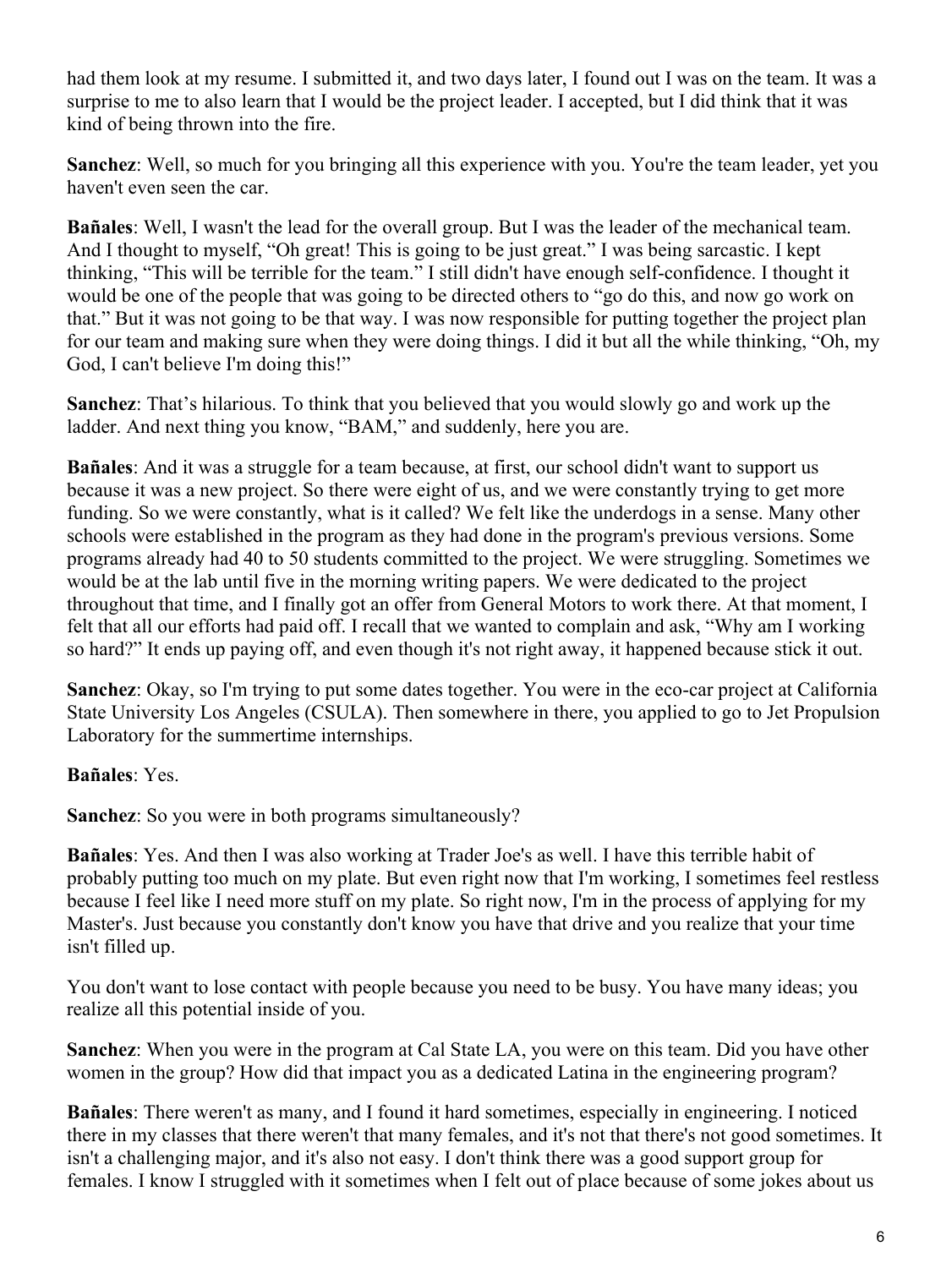had them look at my resume. I submitted it, and two days later, I found out I was on the team. It was a surprise to me to also learn that I would be the project leader. I accepted, but I did think that it was kind of being thrown into the fire.

**Sanchez**: Well, so much for you bringing all this experience with you. You're the team leader, yet you haven't even seen the car.

**Bañales**: Well, I wasn't the lead for the overall group. But I was the leader of the mechanical team. And I thought to myself, "Oh great! This is going to be just great." I was being sarcastic. I kept thinking, "This will be terrible for the team." I still didn't have enough self-confidence. I thought it would be one of the people that was going to be directed others to "go do this, and now go work on that." But it was not going to be that way. I was now responsible for putting together the project plan for our team and making sure when they were doing things. I did it but all the while thinking, "Oh, my God, I can't believe I'm doing this!"

**Sanchez**: That's hilarious. To think that you believed that you would slowly go and work up the ladder. And next thing you know, "BAM," and suddenly, here you are.

**Bañales**: And it was a struggle for a team because, at first, our school didn't want to support us because it was a new project. So there were eight of us, and we were constantly trying to get more funding. So we were constantly, what is it called? We felt like the underdogs in a sense. Many other schools were established in the program as they had done in the program's previous versions. Some programs already had 40 to 50 students committed to the project. We were struggling. Sometimes we would be at the lab until five in the morning writing papers. We were dedicated to the project throughout that time, and I finally got an offer from General Motors to work there. At that moment, I felt that all our efforts had paid off. I recall that we wanted to complain and ask, "Why am I working so hard?" It ends up paying off, and even though it's not right away, it happened because stick it out.

**Sanchez**: Okay, so I'm trying to put some dates together. You were in the eco-car project at California State University Los Angeles (CSULA). Then somewhere in there, you applied to go to Jet Propulsion Laboratory for the summertime internships.

**Bañales**: Yes.

**Sanchez**: So you were in both programs simultaneously?

**Bañales**: Yes. And then I was also working at Trader Joe's as well. I have this terrible habit of probably putting too much on my plate. But even right now that I'm working, I sometimes feel restless because I feel like I need more stuff on my plate. So right now, I'm in the process of applying for my Master's. Just because you constantly don't know you have that drive and you realize that your time isn't filled up.

You don't want to lose contact with people because you need to be busy. You have many ideas; you realize all this potential inside of you.

**Sanchez**: When you were in the program at Cal State LA, you were on this team. Did you have other women in the group? How did that impact you as a dedicated Latina in the engineering program?

**Bañales**: There weren't as many, and I found it hard sometimes, especially in engineering. I noticed there in my classes that there weren't that many females, and it's not that there's not good sometimes. It isn't a challenging major, and it's also not easy. I don't think there was a good support group for females. I know I struggled with it sometimes when I felt out of place because of some jokes about us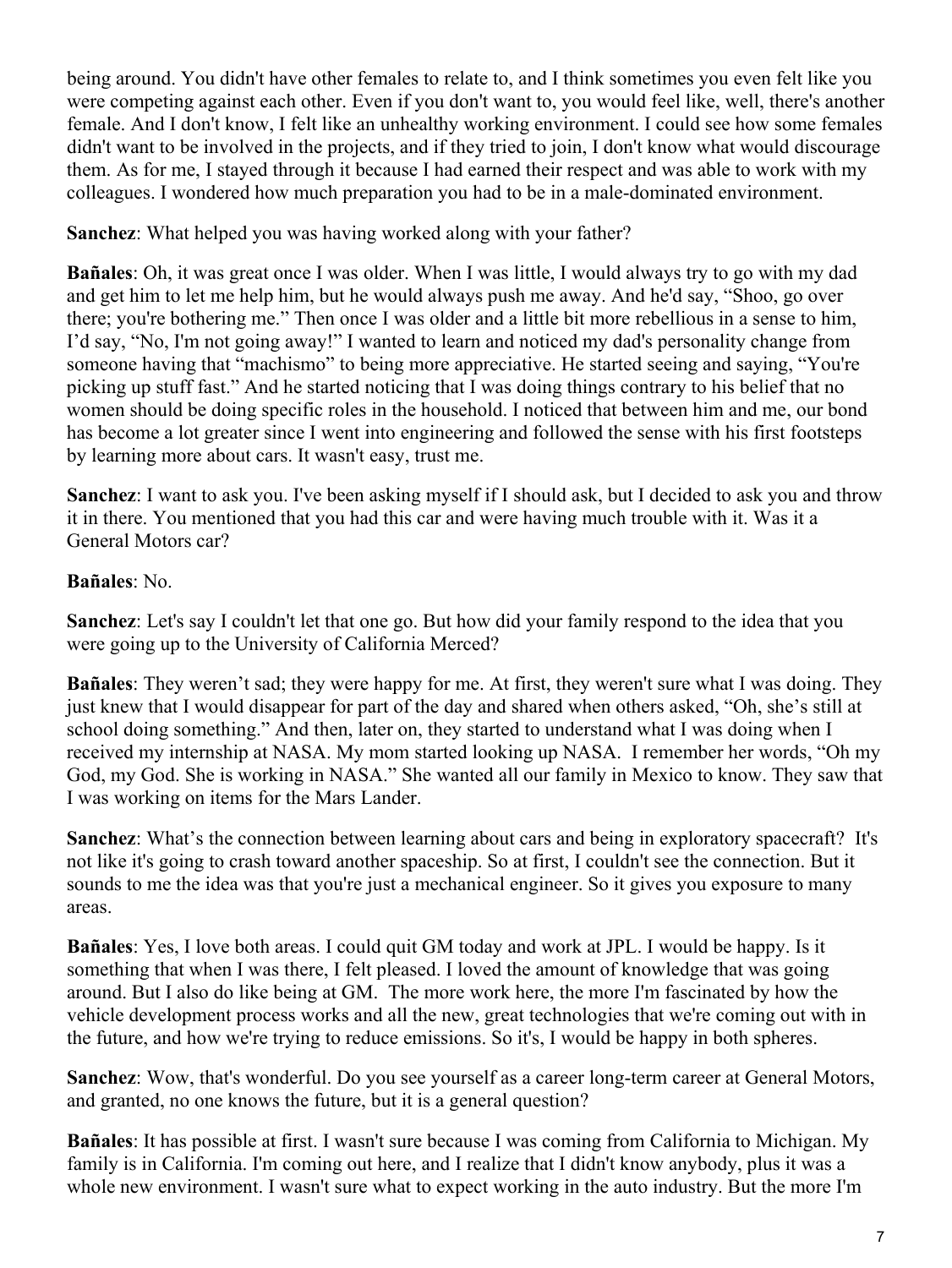being around. You didn't have other females to relate to, and I think sometimes you even felt like you were competing against each other. Even if you don't want to, you would feel like, well, there's another female. And I don't know, I felt like an unhealthy working environment. I could see how some females didn't want to be involved in the projects, and if they tried to join, I don't know what would discourage them. As for me, I stayed through it because I had earned their respect and was able to work with my colleagues. I wondered how much preparation you had to be in a male-dominated environment.

**Sanchez**: What helped you was having worked along with your father?

**Bañales**: Oh, it was great once I was older. When I was little, I would always try to go with my dad and get him to let me help him, but he would always push me away. And he'd say, "Shoo, go over there; you're bothering me." Then once I was older and a little bit more rebellious in a sense to him, I'd say, "No, I'm not going away!" I wanted to learn and noticed my dad's personality change from someone having that "machismo" to being more appreciative. He started seeing and saying, "You're picking up stuff fast." And he started noticing that I was doing things contrary to his belief that no women should be doing specific roles in the household. I noticed that between him and me, our bond has become a lot greater since I went into engineering and followed the sense with his first footsteps by learning more about cars. It wasn't easy, trust me.

**Sanchez**: I want to ask you. I've been asking myself if I should ask, but I decided to ask you and throw it in there. You mentioned that you had this car and were having much trouble with it. Was it a General Motors car?

**Bañales**: No.

**Sanchez**: Let's say I couldn't let that one go. But how did your family respond to the idea that you were going up to the University of California Merced?

**Bañales**: They weren't sad; they were happy for me. At first, they weren't sure what I was doing. They just knew that I would disappear for part of the day and shared when others asked, "Oh, she's still at school doing something." And then, later on, they started to understand what I was doing when I received my internship at NASA. My mom started looking up NASA. I remember her words, "Oh my God, my God. She is working in NASA." She wanted all our family in Mexico to know. They saw that I was working on items for the Mars Lander.

**Sanchez**: What's the connection between learning about cars and being in exploratory spacecraft? It's not like it's going to crash toward another spaceship. So at first, I couldn't see the connection. But it sounds to me the idea was that you're just a mechanical engineer. So it gives you exposure to many areas.

**Bañales**: Yes, I love both areas. I could quit GM today and work at JPL. I would be happy. Is it something that when I was there, I felt pleased. I loved the amount of knowledge that was going around. But I also do like being at GM. The more work here, the more I'm fascinated by how the vehicle development process works and all the new, great technologies that we're coming out with in the future, and how we're trying to reduce emissions. So it's, I would be happy in both spheres.

**Sanchez**: Wow, that's wonderful. Do you see yourself as a career long-term career at General Motors, and granted, no one knows the future, but it is a general question?

**Bañales**: It has possible at first. I wasn't sure because I was coming from California to Michigan. My family is in California. I'm coming out here, and I realize that I didn't know anybody, plus it was a whole new environment. I wasn't sure what to expect working in the auto industry. But the more I'm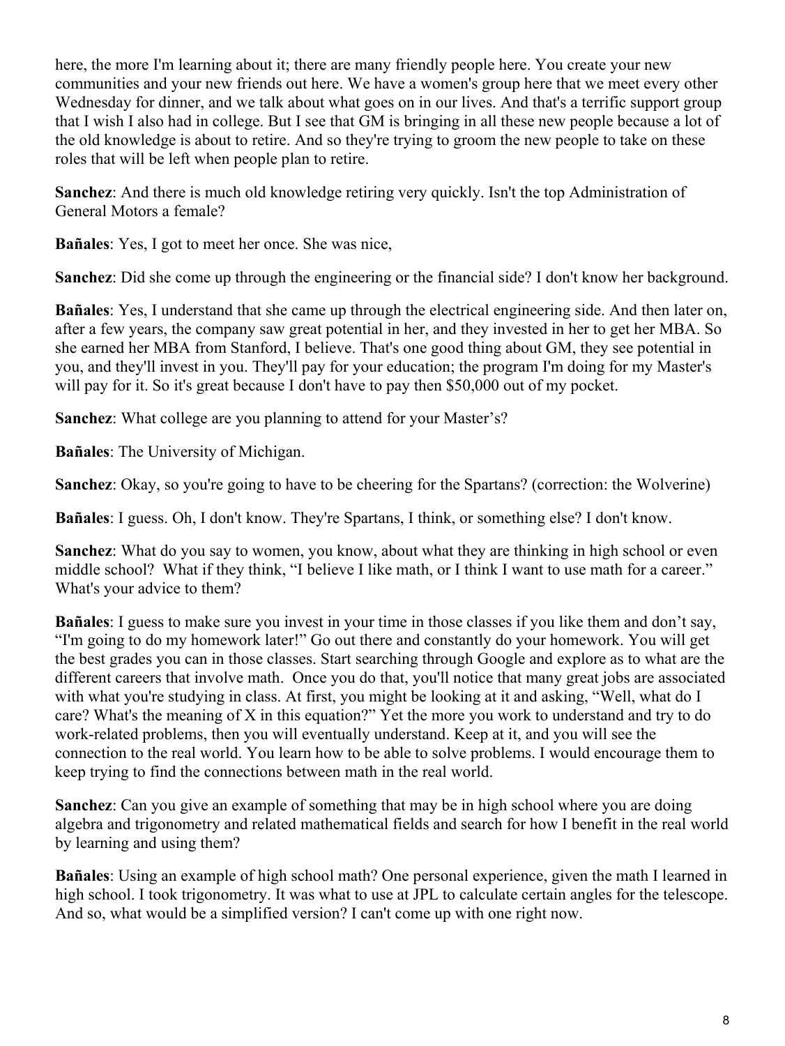here, the more I'm learning about it; there are many friendly people here. You create your new communities and your new friends out here. We have a women's group here that we meet every other Wednesday for dinner, and we talk about what goes on in our lives. And that's a terrific support group that I wish I also had in college. But I see that GM is bringing in all these new people because a lot of the old knowledge is about to retire. And so they're trying to groom the new people to take on these roles that will be left when people plan to retire.

**Sanchez**: And there is much old knowledge retiring very quickly. Isn't the top Administration of General Motors a female?

**Bañales**: Yes, I got to meet her once. She was nice,

**Sanchez**: Did she come up through the engineering or the financial side? I don't know her background.

**Bañales**: Yes, I understand that she came up through the electrical engineering side. And then later on, after a few years, the company saw great potential in her, and they invested in her to get her MBA. So she earned her MBA from Stanford, I believe. That's one good thing about GM, they see potential in you, and they'll invest in you. They'll pay for your education; the program I'm doing for my Master's will pay for it. So it's great because I don't have to pay then $50,000 out of my pocket.

**Sanchez**: What college are you planning to attend for your Master's?

**Bañales**: The University of Michigan.

**Sanchez**: Okay, so you're going to have to be cheering for the Spartans? (correction: the Wolverine)

**Bañales**: I guess. Oh, I don't know. They're Spartans, I think, or something else? I don't know.

**Sanchez**: What do you say to women, you know, about what they are thinking in high school or even middle school? What if they think, "I believe I like math, or I think I want to use math for a career." What's your advice to them?

**Bañales**: I guess to make sure you invest in your time in those classes if you like them and don't say, "I'm going to do my homework later!" Go out there and constantly do your homework. You will get the best grades you can in those classes. Start searching through Google and explore as to what are the different careers that involve math. Once you do that, you'll notice that many great jobs are associated with what you're studying in class. At first, you might be looking at it and asking, "Well, what do I care? What's the meaning of X in this equation?" Yet the more you work to understand and try to do work-related problems, then you will eventually understand. Keep at it, and you will see the connection to the real world. You learn how to be able to solve problems. I would encourage them to keep trying to find the connections between math in the real world.

**Sanchez**: Can you give an example of something that may be in high school where you are doing algebra and trigonometry and related mathematical fields and search for how I benefit in the real world by learning and using them?

**Bañales**: Using an example of high school math? One personal experience, given the math I learned in high school. I took trigonometry. It was what to use at JPL to calculate certain angles for the telescope. And so, what would be a simplified version? I can't come up with one right now.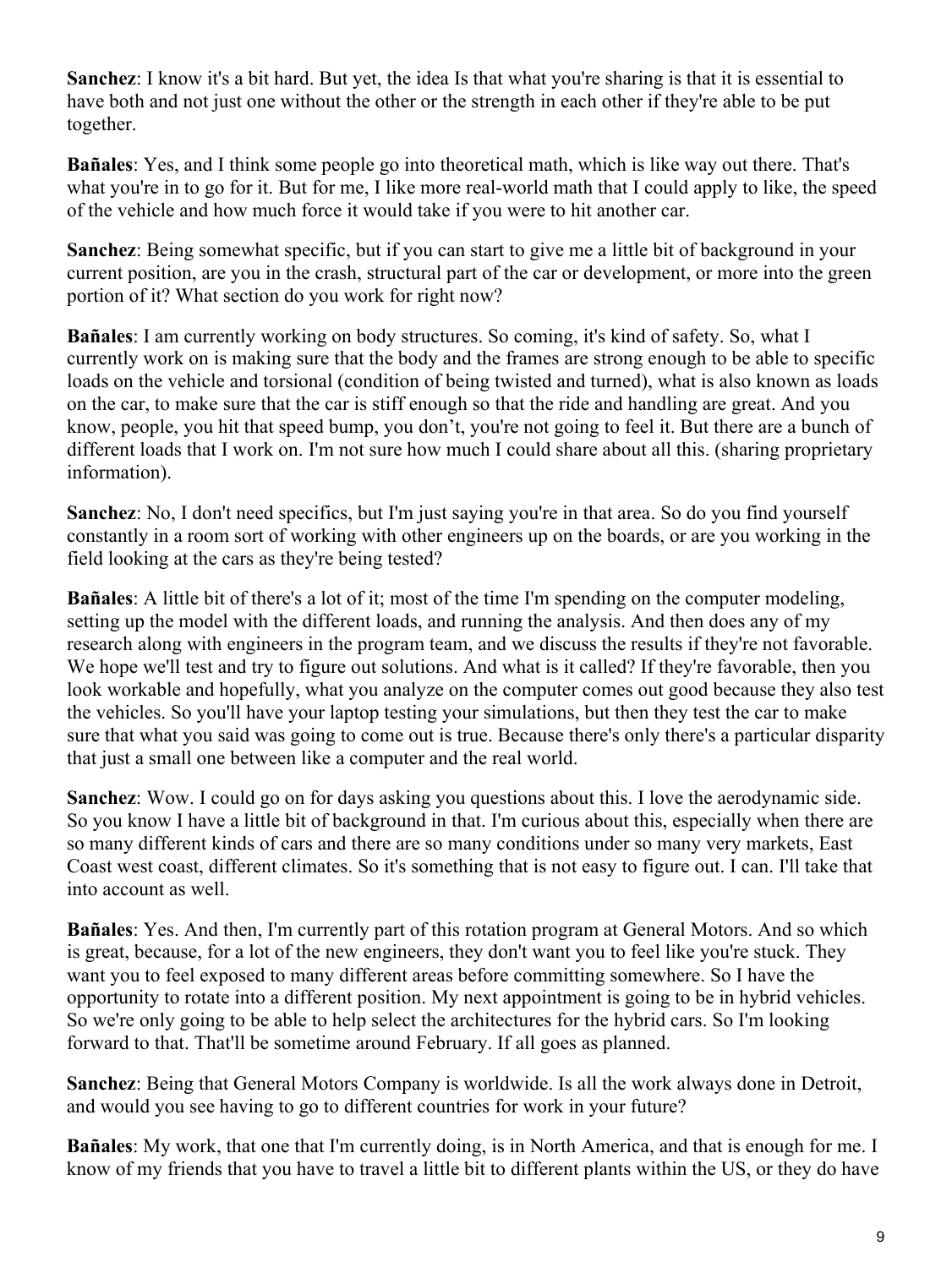**Sanchez**: I know it's a bit hard. But yet, the idea Is that what you're sharing is that it is essential to have both and not just one without the other or the strength in each other if they're able to be put together.

**Bañales**: Yes, and I think some people go into theoretical math, which is like way out there. That's what you're in to go for it. But for me, I like more real-world math that I could apply to like, the speed of the vehicle and how much force it would take if you were to hit another car.

**Sanchez**: Being somewhat specific, but if you can start to give me a little bit of background in your current position, are you in the crash, structural part of the car or development, or more into the green portion of it? What section do you work for right now?

**Bañales**: I am currently working on body structures. So coming, it's kind of safety. So, what I currently work on is making sure that the body and the frames are strong enough to be able to specific loads on the vehicle and torsional (condition of being twisted and turned), what is also known as loads on the car, to make sure that the car is stiff enough so that the ride and handling are great. And you know, people, you hit that speed bump, you don't, you're not going to feel it. But there are a bunch of different loads that I work on. I'm not sure how much I could share about all this. (sharing proprietary information).

**Sanchez**: No, I don't need specifics, but I'm just saying you're in that area. So do you find yourself constantly in a room sort of working with other engineers up on the boards, or are you working in the field looking at the cars as they're being tested?

**Bañales**: A little bit of there's a lot of it; most of the time I'm spending on the computer modeling, setting up the model with the different loads, and running the analysis. And then does any of my research along with engineers in the program team, and we discuss the results if they're not favorable. We hope we'll test and try to figure out solutions. And what is it called? If they're favorable, then you look workable and hopefully, what you analyze on the computer comes out good because they also test the vehicles. So you'll have your laptop testing your simulations, but then they test the car to make sure that what you said was going to come out is true. Because there's only there's a particular disparity that just a small one between like a computer and the real world.

**Sanchez**: Wow. I could go on for days asking you questions about this. I love the aerodynamic side. So you know I have a little bit of background in that. I'm curious about this, especially when there are so many different kinds of cars and there are so many conditions under so many very markets, East Coast west coast, different climates. So it's something that is not easy to figure out. I can. I'll take that into account as well.

**Bañales**: Yes. And then, I'm currently part of this rotation program at General Motors. And so which is great, because, for a lot of the new engineers, they don't want you to feel like you're stuck. They want you to feel exposed to many different areas before committing somewhere. So I have the opportunity to rotate into a different position. My next appointment is going to be in hybrid vehicles. So we're only going to be able to help select the architectures for the hybrid cars. So I'm looking forward to that. That'll be sometime around February. If all goes as planned.

**Sanchez**: Being that General Motors Company is worldwide. Is all the work always done in Detroit, and would you see having to go to different countries for work in your future?

**Bañales**: My work, that one that I'm currently doing, is in North America, and that is enough for me. I know of my friends that you have to travel a little bit to different plants within the US, or they do have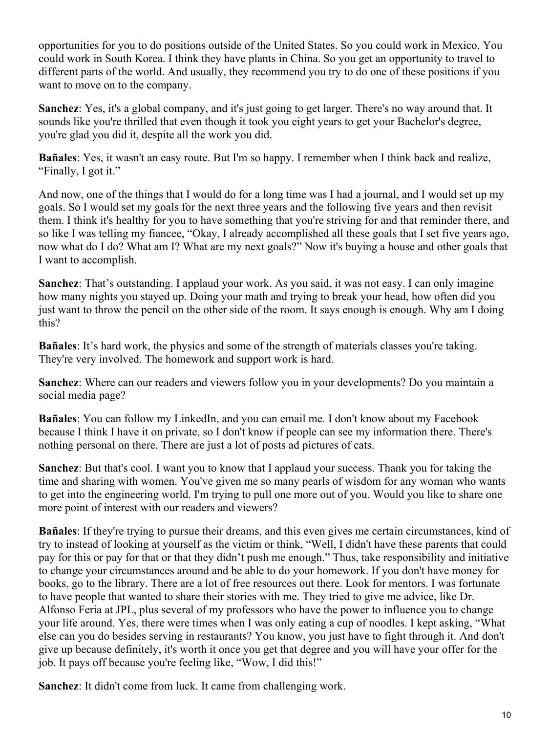opportunities for you to do positions outside of the United States. So you could work in Mexico. You could work in South Korea. I think they have plants in China. So you get an opportunity to travel to different parts of the world. And usually, they recommend you try to do one of these positions if you want to move on to the company.

**Sanchez**: Yes, it's a global company, and it's just going to get larger. There's no way around that. It sounds like you're thrilled that even though it took you eight years to get your Bachelor's degree, you're glad you did it, despite all the work you did.

**Bañales**: Yes, it wasn't an easy route. But I'm so happy. I remember when I think back and realize, "Finally, I got it."

And now, one of the things that I would do for a long time was I had a journal, and I would set up my goals. So I would set my goals for the next three years and the following five years and then revisit them. I think it's healthy for you to have something that you're striving for and that reminder there, and so like I was telling my fiancee, "Okay, I already accomplished all these goals that I set five years ago, now what do I do? What am I? What are my next goals?" Now it's buying a house and other goals that I want to accomplish.

**Sanchez**: That's outstanding. I applaud your work. As you said, it was not easy. I can only imagine how many nights you stayed up. Doing your math and trying to break your head, how often did you just want to throw the pencil on the other side of the room. It says enough is enough. Why am I doing this?

**Bañales**: It's hard work, the physics and some of the strength of materials classes you're taking. They're very involved. The homework and support work is hard.

**Sanchez**: Where can our readers and viewers follow you in your developments? Do you maintain a social media page?

**Bañales**: You can follow my LinkedIn, and you can email me. I don't know about my Facebook because I think I have it on private, so I don't know if people can see my information there. There's nothing personal on there. There are just a lot of posts ad pictures of cats.

**Sanchez**: But that's cool. I want you to know that I applaud your success. Thank you for taking the time and sharing with women. You've given me so many pearls of wisdom for any woman who wants to get into the engineering world. I'm trying to pull one more out of you. Would you like to share one more point of interest with our readers and viewers?

**Bañales**: If they're trying to pursue their dreams, and this even gives me certain circumstances, kind of try to instead of looking at yourself as the victim or think, "Well, I didn't have these parents that could pay for this or pay for that or that they didn't push me enough." Thus, take responsibility and initiative to change your circumstances around and be able to do your homework. If you don't have money for books, go to the library. There are a lot of free resources out there. Look for mentors. I was fortunate to have people that wanted to share their stories with me. They tried to give me advice, like Dr. Alfonso Feria at JPL, plus several of my professors who have the power to influence you to change your life around. Yes, there were times when I was only eating a cup of noodles. I kept asking, "What else can you do besides serving in restaurants? You know, you just have to fight through it. And don't give up because definitely, it's worth it once you get that degree and you will have your offer for the job. It pays off because you're feeling like, "Wow, I did this!"

**Sanchez**: It didn't come from luck. It came from challenging work.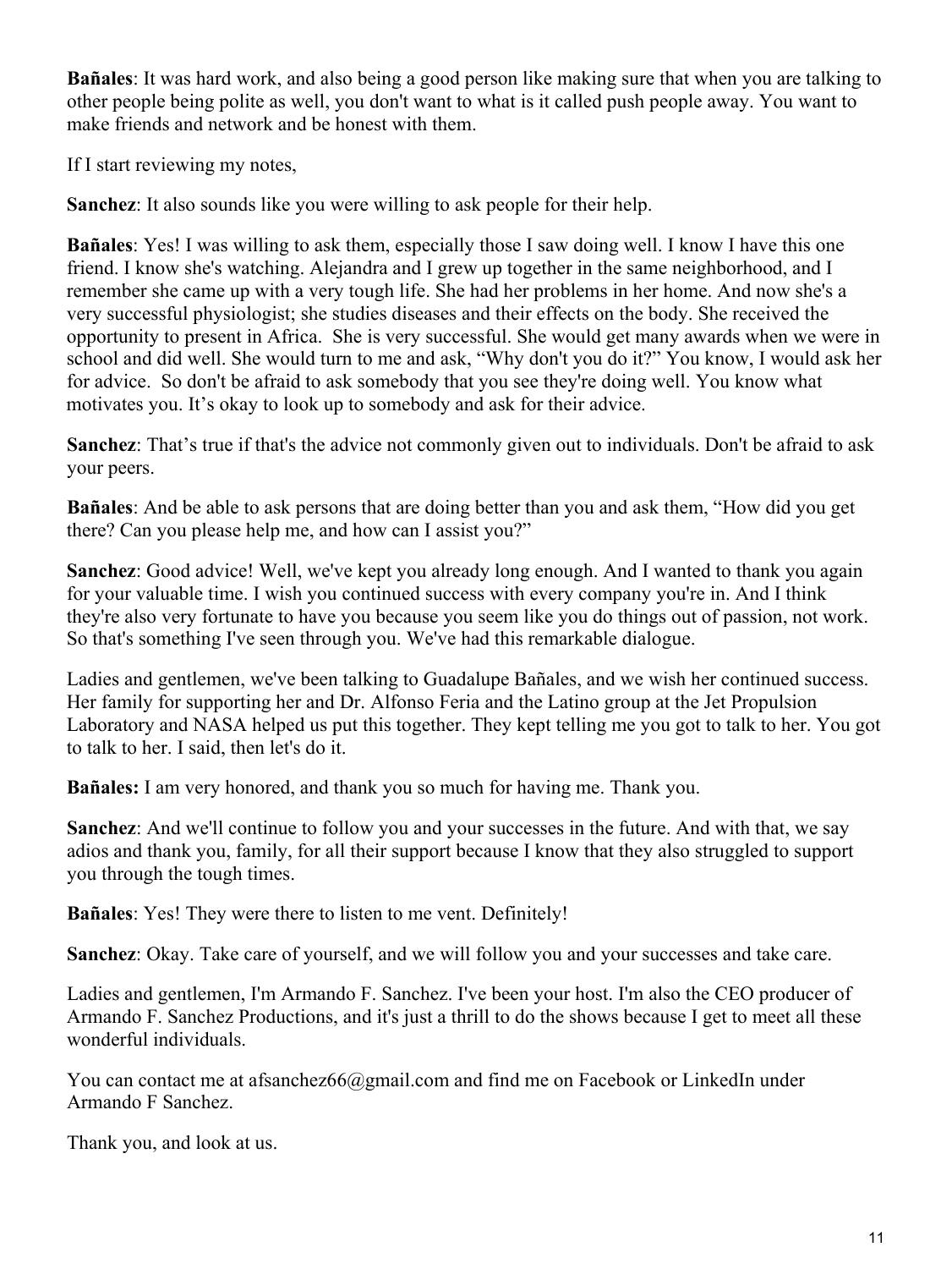**Bañales**: It was hard work, and also being a good person like making sure that when you are talking to other people being polite as well, you don't want to what is it called push people away. You want to make friends and network and be honest with them.

If I start reviewing my notes,

**Sanchez**: It also sounds like you were willing to ask people for their help.

**Bañales**: Yes! I was willing to ask them, especially those I saw doing well. I know I have this one friend. I know she's watching. Alejandra and I grew up together in the same neighborhood, and I remember she came up with a very tough life. She had her problems in her home. And now she's a very successful physiologist; she studies diseases and their effects on the body. She received the opportunity to present in Africa. She is very successful. She would get many awards when we were in school and did well. She would turn to me and ask, "Why don't you do it?" You know, I would ask her for advice. So don't be afraid to ask somebody that you see they're doing well. You know what motivates you. It's okay to look up to somebody and ask for their advice.

**Sanchez**: That's true if that's the advice not commonly given out to individuals. Don't be afraid to ask your peers.

**Bañales**: And be able to ask persons that are doing better than you and ask them, "How did you get there? Can you please help me, and how can I assist you?"

**Sanchez**: Good advice! Well, we've kept you already long enough. And I wanted to thank you again for your valuable time. I wish you continued success with every company you're in. And I think they're also very fortunate to have you because you seem like you do things out of passion, not work. So that's something I've seen through you. We've had this remarkable dialogue.

Ladies and gentlemen, we've been talking to Guadalupe Bañales, and we wish her continued success. Her family for supporting her and Dr. Alfonso Feria and the Latino group at the Jet Propulsion Laboratory and NASA helped us put this together. They kept telling me you got to talk to her. You got to talk to her. I said, then let's do it.

**Bañales:** I am very honored, and thank you so much for having me. Thank you.

**Sanchez**: And we'll continue to follow you and your successes in the future. And with that, we say adios and thank you, family, for all their support because I know that they also struggled to support you through the tough times.

**Bañales**: Yes! They were there to listen to me vent. Definitely!

**Sanchez**: Okay. Take care of yourself, and we will follow you and your successes and take care.

Ladies and gentlemen, I'm Armando F. Sanchez. I've been your host. I'm also the CEO producer of Armando F. Sanchez Productions, and it's just a thrill to do the shows because I get to meet all these wonderful individuals.

You can contact me at afsanchez66@gmail.com and find me on Facebook or LinkedIn under Armando F Sanchez.

Thank you, and look at us.